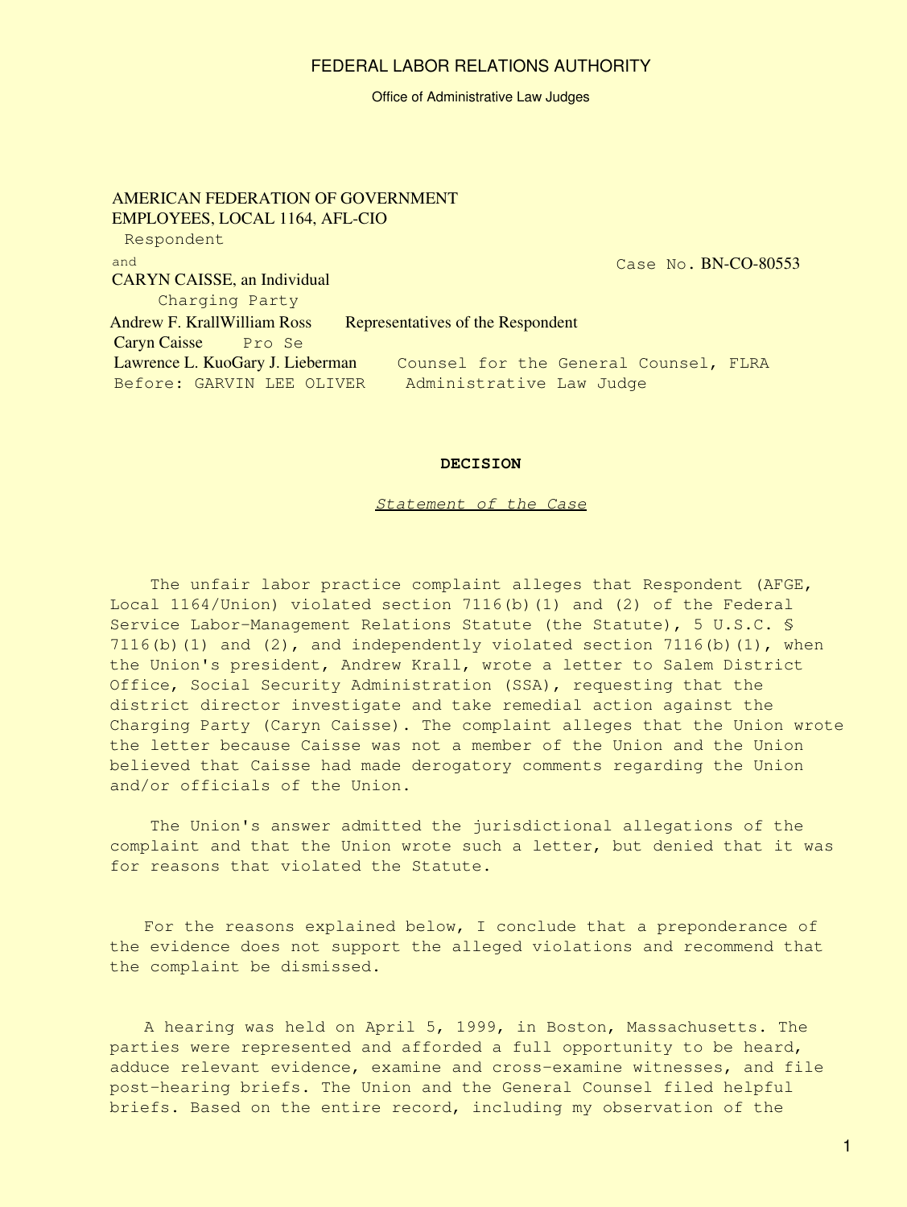FEDERAL LABOR RELATIONS AUTHORITY

Office of Administrative Law Judges

AMERICAN FEDERATION OF GOVERNMENT EMPLOYEES, LOCAL 1164, AFL-CIO
Respondent

and

CARYN CAISSE, an Individual
Charging Party

Case No. BN-CO-80553

Andrew F. Krall William Ross — Representatives of the Respondent

Caryn Caisse — Pro Se

Lawrence L. Kuo Gary J. Lieberman — Counsel for the General Counsel, FLRA

Before: GARVIN LEE OLIVER — Administrative Law Judge

**DECISION**

*Statement of the Case*

The unfair labor practice complaint alleges that Respondent (AFGE, Local 1164/Union) violated section 7116(b)(1) and (2) of the Federal Service Labor-Management Relations Statute (the Statute), 5 U.S.C. § 7116(b)(1) and (2), and independently violated section 7116(b)(1), when the Union's president, Andrew Krall, wrote a letter to Salem District Office, Social Security Administration (SSA), requesting that the district director investigate and take remedial action against the Charging Party (Caryn Caisse). The complaint alleges that the Union wrote the letter because Caisse was not a member of the Union and the Union believed that Caisse had made derogatory comments regarding the Union and/or officials of the Union.

The Union's answer admitted the jurisdictional allegations of the complaint and that the Union wrote such a letter, but denied that it was for reasons that violated the Statute.

For the reasons explained below, I conclude that a preponderance of the evidence does not support the alleged violations and recommend that the complaint be dismissed.

A hearing was held on April 5, 1999, in Boston, Massachusetts. The parties were represented and afforded a full opportunity to be heard, adduce relevant evidence, examine and cross-examine witnesses, and file post-hearing briefs. The Union and the General Counsel filed helpful briefs. Based on the entire record, including my observation of the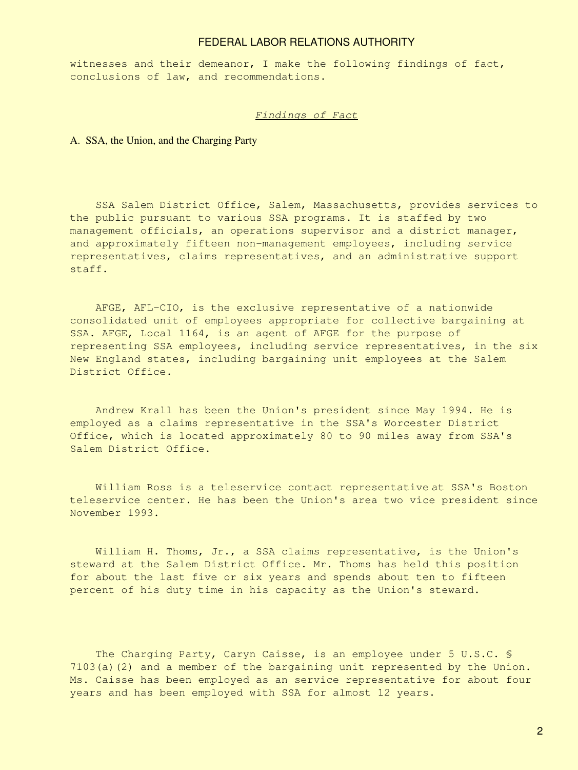witnesses and their demeanor, I make the following findings of fact, conclusions of law, and recommendations.

## *Findings of Fact*

### A. SSA, the Union, and the Charging Party

SSA Salem District Office, Salem, Massachusetts, provides services to the public pursuant to various SSA programs. It is staffed by two management officials, an operations supervisor and a district manager, and approximately fifteen non-management employees, including service representatives, claims representatives, and an administrative support staff.

AFGE, AFL-CIO, is the exclusive representative of a nationwide consolidated unit of employees appropriate for collective bargaining at SSA. AFGE, Local 1164, is an agent of AFGE for the purpose of representing SSA employees, including service representatives, in the six New England states, including bargaining unit employees at the Salem District Office.

Andrew Krall has been the Union's president since May 1994. He is employed as a claims representative in the SSA's Worcester District Office, which is located approximately 80 to 90 miles away from SSA's Salem District Office.

William Ross is a teleservice contact representative at SSA's Boston teleservice center. He has been the Union's area two vice president since November 1993.

William H. Thoms, Jr., a SSA claims representative, is the Union's steward at the Salem District Office. Mr. Thoms has held this position for about the last five or six years and spends about ten to fifteen percent of his duty time in his capacity as the Union's steward.

The Charging Party, Caryn Caisse, is an employee under 5 U.S.C. § 7103(a)(2) and a member of the bargaining unit represented by the Union. Ms. Caisse has been employed as an service representative for about four years and has been employed with SSA for almost 12 years.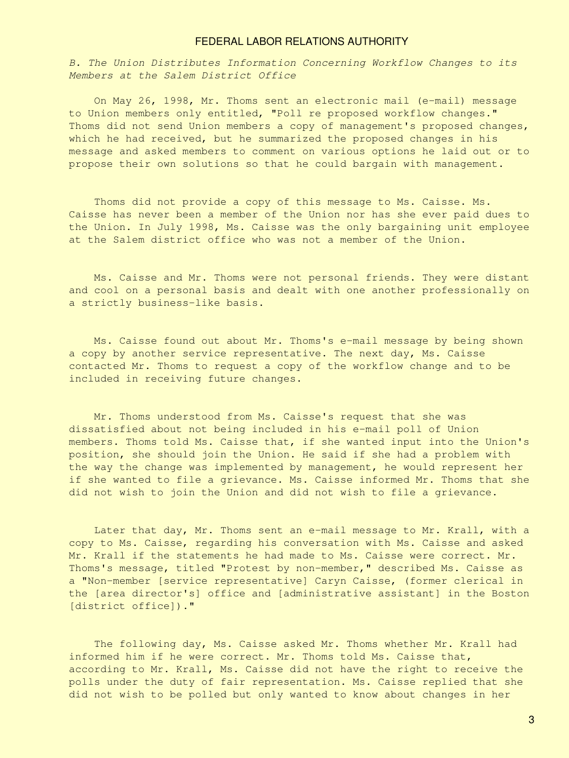*B. The Union Distributes Information Concerning Workflow Changes to its Members at the Salem District Office*

On May 26, 1998, Mr. Thoms sent an electronic mail (e-mail) message to Union members only entitled, "Poll re proposed workflow changes." Thoms did not send Union members a copy of management's proposed changes, which he had received, but he summarized the proposed changes in his message and asked members to comment on various options he laid out or to propose their own solutions so that he could bargain with management.

Thoms did not provide a copy of this message to Ms. Caisse. Ms. Caisse has never been a member of the Union nor has she ever paid dues to the Union. In July 1998, Ms. Caisse was the only bargaining unit employee at the Salem district office who was not a member of the Union.

Ms. Caisse and Mr. Thoms were not personal friends. They were distant and cool on a personal basis and dealt with one another professionally on a strictly business-like basis.

Ms. Caisse found out about Mr. Thoms's e-mail message by being shown a copy by another service representative. The next day, Ms. Caisse contacted Mr. Thoms to request a copy of the workflow change and to be included in receiving future changes.

Mr. Thoms understood from Ms. Caisse's request that she was dissatisfied about not being included in his e-mail poll of Union members. Thoms told Ms. Caisse that, if she wanted input into the Union's position, she should join the Union. He said if she had a problem with the way the change was implemented by management, he would represent her if she wanted to file a grievance. Ms. Caisse informed Mr. Thoms that she did not wish to join the Union and did not wish to file a grievance.

Later that day, Mr. Thoms sent an e-mail message to Mr. Krall, with a copy to Ms. Caisse, regarding his conversation with Ms. Caisse and asked Mr. Krall if the statements he had made to Ms. Caisse were correct. Mr. Thoms's message, titled "Protest by non-member," described Ms. Caisse as a "Non-member [service representative] Caryn Caisse, (former clerical in the [area director's] office and [administrative assistant] in the Boston [district office])."

The following day, Ms. Caisse asked Mr. Thoms whether Mr. Krall had informed him if he were correct. Mr. Thoms told Ms. Caisse that, according to Mr. Krall, Ms. Caisse did not have the right to receive the polls under the duty of fair representation. Ms. Caisse replied that she did not wish to be polled but only wanted to know about changes in her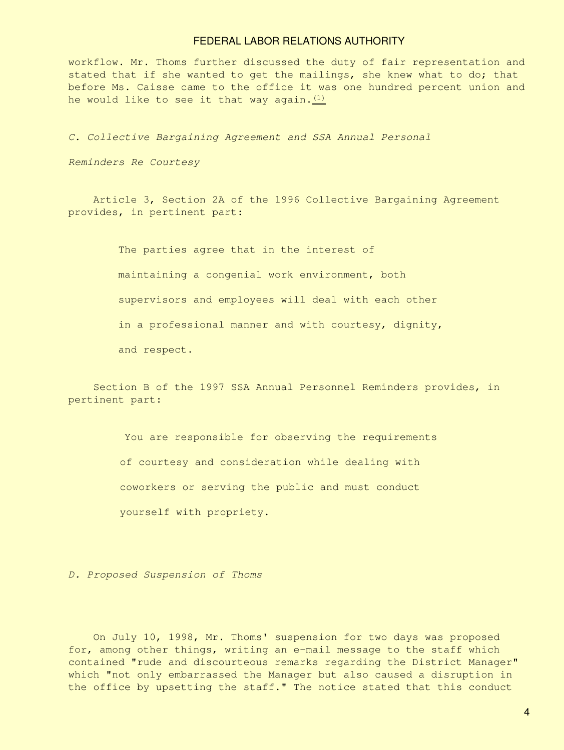workflow. Mr. Thoms further discussed the duty of fair representation and stated that if she wanted to get the mailings, she knew what to do; that before Ms. Caisse came to the office it was one hundred percent union and he would like to see it that way again.[1]

*C. Collective Bargaining Agreement and SSA Annual Personal Reminders Re Courtesy*

Article 3, Section 2A of the 1996 Collective Bargaining Agreement provides, in pertinent part:

> The parties agree that in the interest of maintaining a congenial work environment, both supervisors and employees will deal with each other in a professional manner and with courtesy, dignity, and respect.

Section B of the 1997 SSA Annual Personnel Reminders provides, in pertinent part:

> You are responsible for observing the requirements of courtesy and consideration while dealing with coworkers or serving the public and must conduct yourself with propriety.

*D. Proposed Suspension of Thoms*

On July 10, 1998, Mr. Thoms' suspension for two days was proposed for, among other things, writing an e-mail message to the staff which contained "rude and discourteous remarks regarding the District Manager" which "not only embarrassed the Manager but also caused a disruption in the office by upsetting the staff." The notice stated that this conduct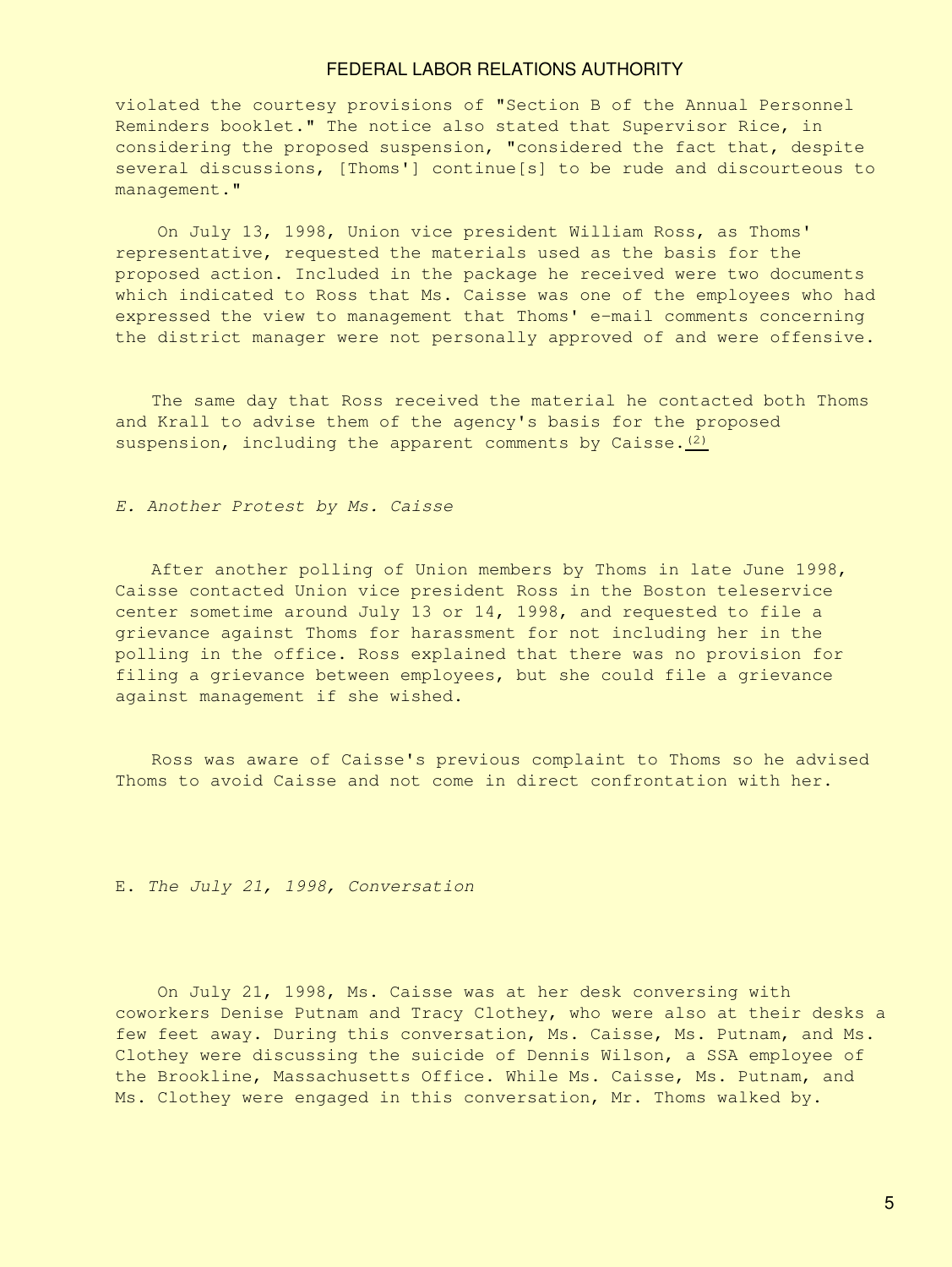violated the courtesy provisions of "Section B of the Annual Personnel Reminders booklet." The notice also stated that Supervisor Rice, in considering the proposed suspension, "considered the fact that, despite several discussions, [Thoms'] continue[s] to be rude and discourteous to management."

On July 13, 1998, Union vice president William Ross, as Thoms' representative, requested the materials used as the basis for the proposed action. Included in the package he received were two documents which indicated to Ross that Ms. Caisse was one of the employees who had expressed the view to management that Thoms' e-mail comments concerning the district manager were not personally approved of and were offensive.

The same day that Ross received the material he contacted both Thoms and Krall to advise them of the agency's basis for the proposed suspension, including the apparent comments by Caisse.(2)

*E. Another Protest by Ms. Caisse*

After another polling of Union members by Thoms in late June 1998, Caisse contacted Union vice president Ross in the Boston teleservice center sometime around July 13 or 14, 1998, and requested to file a grievance against Thoms for harassment for not including her in the polling in the office. Ross explained that there was no provision for filing a grievance between employees, but she could file a grievance against management if she wished.

Ross was aware of Caisse's previous complaint to Thoms so he advised Thoms to avoid Caisse and not come in direct confrontation with her.

E. *The July 21, 1998, Conversation*

On July 21, 1998, Ms. Caisse was at her desk conversing with coworkers Denise Putnam and Tracy Clothey, who were also at their desks a few feet away. During this conversation, Ms. Caisse, Ms. Putnam, and Ms. Clothey were discussing the suicide of Dennis Wilson, a SSA employee of the Brookline, Massachusetts Office. While Ms. Caisse, Ms. Putnam, and Ms. Clothey were engaged in this conversation, Mr. Thoms walked by.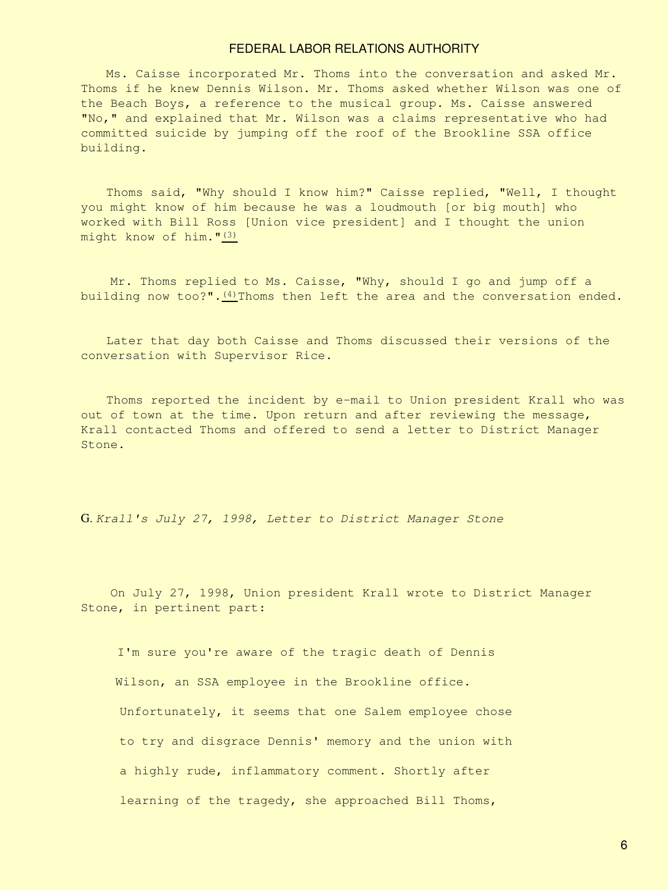Ms. Caisse incorporated Mr. Thoms into the conversation and asked Mr. Thoms if he knew Dennis Wilson. Mr. Thoms asked whether Wilson was one of the Beach Boys, a reference to the musical group. Ms. Caisse answered "No," and explained that Mr. Wilson was a claims representative who had committed suicide by jumping off the roof of the Brookline SSA office building.

Thoms said, "Why should I know him?" Caisse replied, "Well, I thought you might know of him because he was a loudmouth [or big mouth] who worked with Bill Ross [Union vice president] and I thought the union might know of him."(3)

Mr. Thoms replied to Ms. Caisse, "Why, should I go and jump off a building now too?".(4) Thoms then left the area and the conversation ended.

Later that day both Caisse and Thoms discussed their versions of the conversation with Supervisor Rice.

Thoms reported the incident by e-mail to Union president Krall who was out of town at the time. Upon return and after reviewing the message, Krall contacted Thoms and offered to send a letter to District Manager Stone.

G. *Krall's July 27, 1998, Letter to District Manager Stone*

On July 27, 1998, Union president Krall wrote to District Manager Stone, in pertinent part:

> I'm sure you're aware of the tragic death of Dennis Wilson, an SSA employee in the Brookline office. Unfortunately, it seems that one Salem employee chose to try and disgrace Dennis' memory and the union with a highly rude, inflammatory comment. Shortly after learning of the tragedy, she approached Bill Thoms,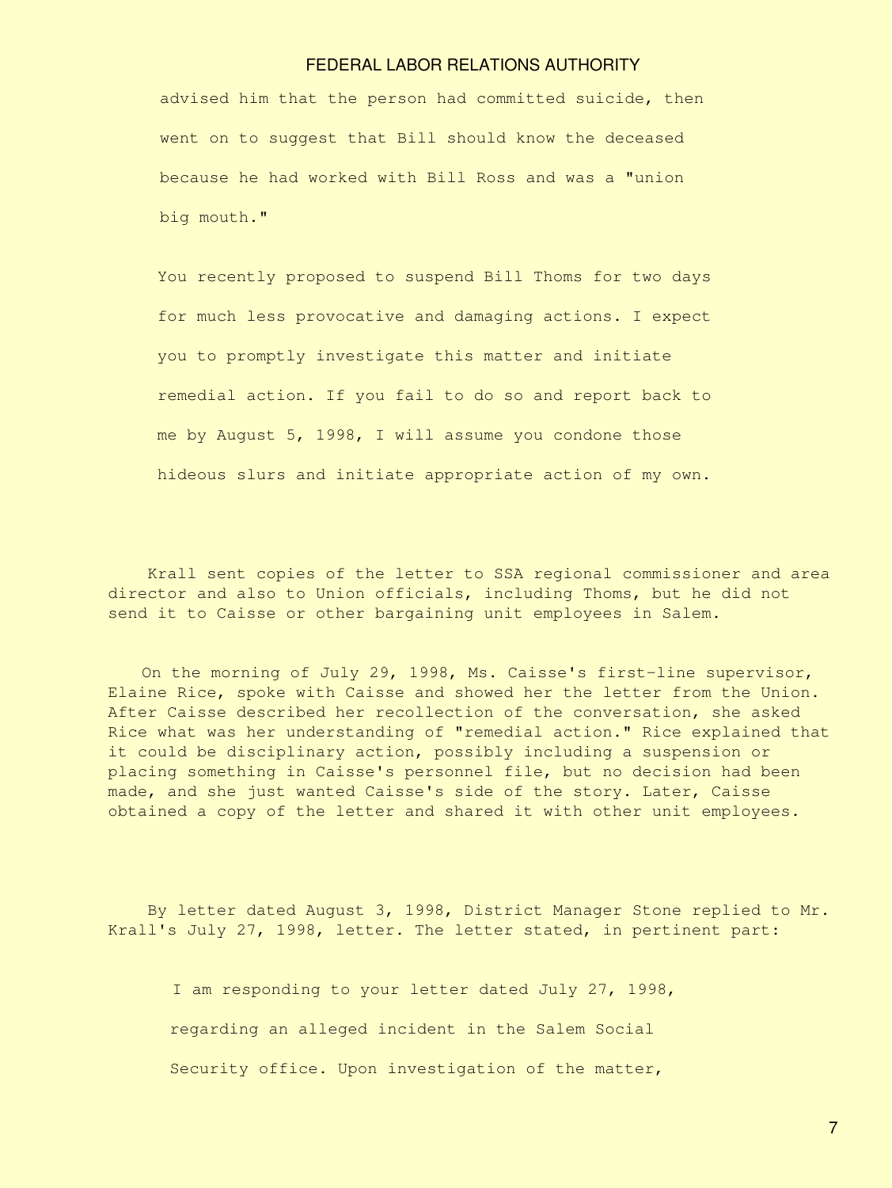> advised him that the person had committed suicide, then went on to suggest that Bill should know the deceased because he had worked with Bill Ross and was a "union big mouth."
>
> You recently proposed to suspend Bill Thoms for two days for much less provocative and damaging actions. I expect you to promptly investigate this matter and initiate remedial action. If you fail to do so and report back to me by August 5, 1998, I will assume you condone those hideous slurs and initiate appropriate action of my own.

Krall sent copies of the letter to SSA regional commissioner and area director and also to Union officials, including Thoms, but he did not send it to Caisse or other bargaining unit employees in Salem.

On the morning of July 29, 1998, Ms. Caisse's first-line supervisor, Elaine Rice, spoke with Caisse and showed her the letter from the Union. After Caisse described her recollection of the conversation, she asked Rice what was her understanding of "remedial action." Rice explained that it could be disciplinary action, possibly including a suspension or placing something in Caisse's personnel file, but no decision had been made, and she just wanted Caisse's side of the story. Later, Caisse obtained a copy of the letter and shared it with other unit employees.

By letter dated August 3, 1998, District Manager Stone replied to Mr. Krall's July 27, 1998, letter. The letter stated, in pertinent part:

> I am responding to your letter dated July 27, 1998, regarding an alleged incident in the Salem Social Security office. Upon investigation of the matter,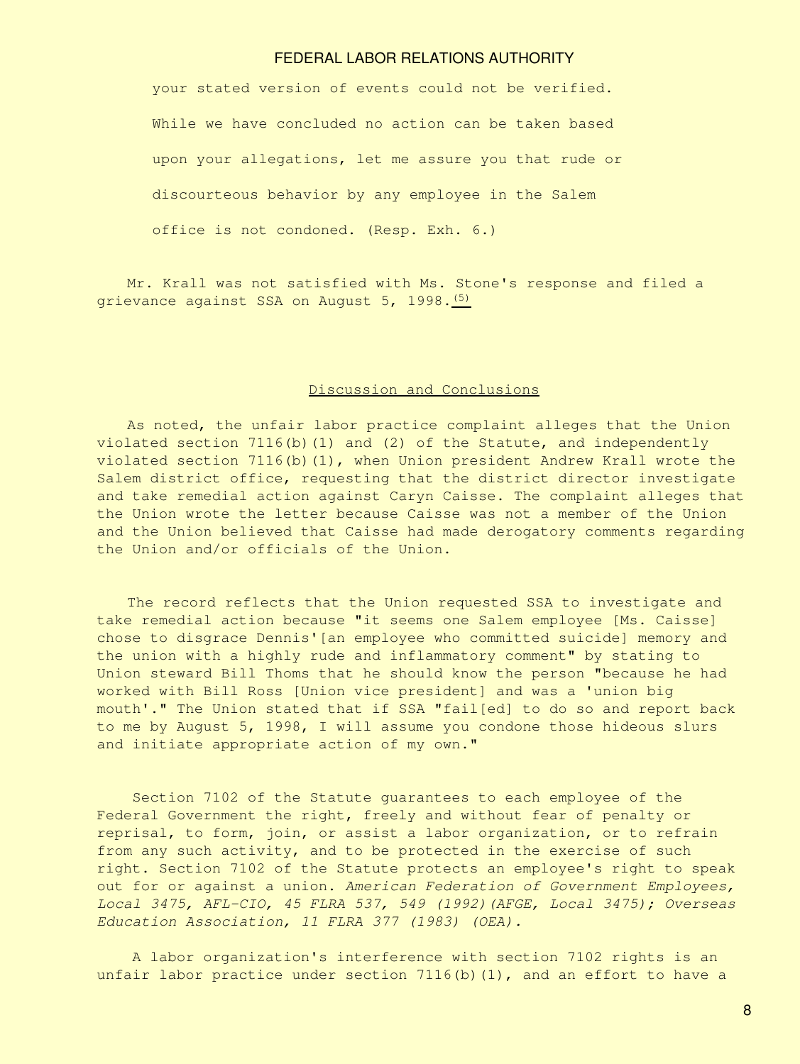> your stated version of events could not be verified. While we have concluded no action can be taken based upon your allegations, let me assure you that rude or discourteous behavior by any employee in the Salem office is not condoned. (Resp. Exh. 6.)

Mr. Krall was not satisfied with Ms. Stone's response and filed a grievance against SSA on August 5, 1998.[(5)]

## Discussion and Conclusions

As noted, the unfair labor practice complaint alleges that the Union violated section 7116(b)(1) and (2) of the Statute, and independently violated section 7116(b)(1), when Union president Andrew Krall wrote the Salem district office, requesting that the district director investigate and take remedial action against Caryn Caisse. The complaint alleges that the Union wrote the letter because Caisse was not a member of the Union and the Union believed that Caisse had made derogatory comments regarding the Union and/or officials of the Union.

The record reflects that the Union requested SSA to investigate and take remedial action because "it seems one Salem employee [Ms. Caisse] chose to disgrace Dennis'[an employee who committed suicide] memory and the union with a highly rude and inflammatory comment" by stating to Union steward Bill Thoms that he should know the person "because he had worked with Bill Ross [Union vice president] and was a 'union big mouth'." The Union stated that if SSA "fail[ed] to do so and report back to me by August 5, 1998, I will assume you condone those hideous slurs and initiate appropriate action of my own."

Section 7102 of the Statute guarantees to each employee of the Federal Government the right, freely and without fear of penalty or reprisal, to form, join, or assist a labor organization, or to refrain from any such activity, and to be protected in the exercise of such right. Section 7102 of the Statute protects an employee's right to speak out for or against a union. *American Federation of Government Employees, Local 3475, AFL-CIO, 45 FLRA 537, 549 (1992)(AFGE, Local 3475); Overseas Education Association, 11 FLRA 377 (1983) (OEA).*

A labor organization's interference with section 7102 rights is an unfair labor practice under section 7116(b)(1), and an effort to have a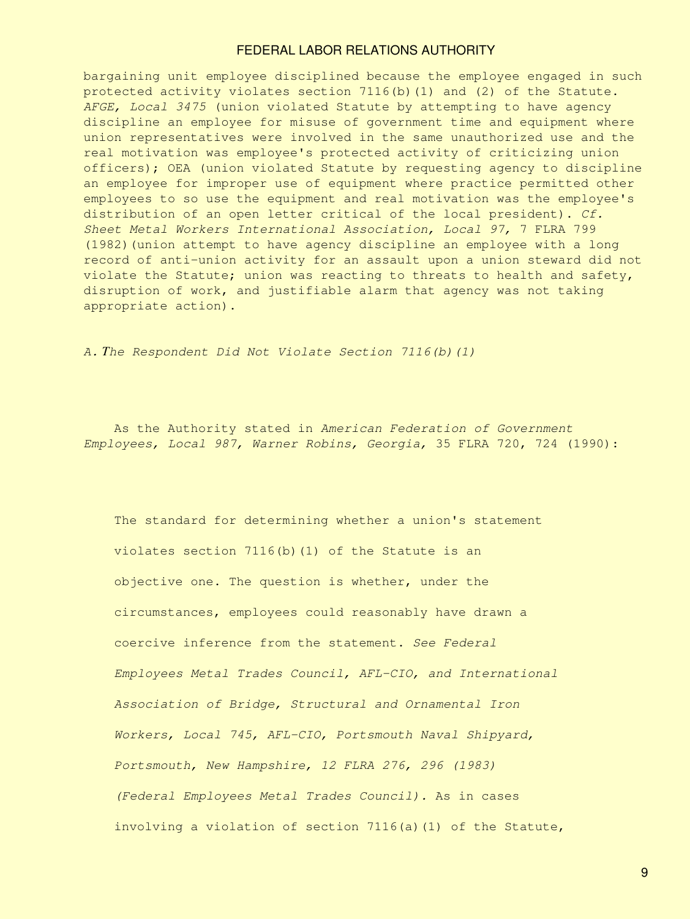bargaining unit employee disciplined because the employee engaged in such protected activity violates section 7116(b)(1) and (2) of the Statute. *AFGE, Local 3475* (union violated Statute by attempting to have agency discipline an employee for misuse of government time and equipment where union representatives were involved in the same unauthorized use and the real motivation was employee's protected activity of criticizing union officers); OEA (union violated Statute by requesting agency to discipline an employee for improper use of equipment where practice permitted other employees to so use the equipment and real motivation was the employee's distribution of an open letter critical of the local president). *Cf. Sheet Metal Workers International Association, Local 97,* 7 FLRA 799 (1982)(union attempt to have agency discipline an employee with a long record of anti-union activity for an assault upon a union steward did not violate the Statute; union was reacting to threats to health and safety, disruption of work, and justifiable alarm that agency was not taking appropriate action).

*A. The Respondent Did Not Violate Section 7116(b)(1)*

As the Authority stated in *American Federation of Government Employees, Local 987, Warner Robins, Georgia,* 35 FLRA 720, 724 (1990):

> The standard for determining whether a union's statement violates section 7116(b)(1) of the Statute is an objective one. The question is whether, under the circumstances, employees could reasonably have drawn a coercive inference from the statement. *See Federal Employees Metal Trades Council, AFL-CIO, and International Association of Bridge, Structural and Ornamental Iron Workers, Local 745, AFL-CIO, Portsmouth Naval Shipyard, Portsmouth, New Hampshire, 12 FLRA 276, 296 (1983) (Federal Employees Metal Trades Council).* As in cases involving a violation of section 7116(a)(1) of the Statute,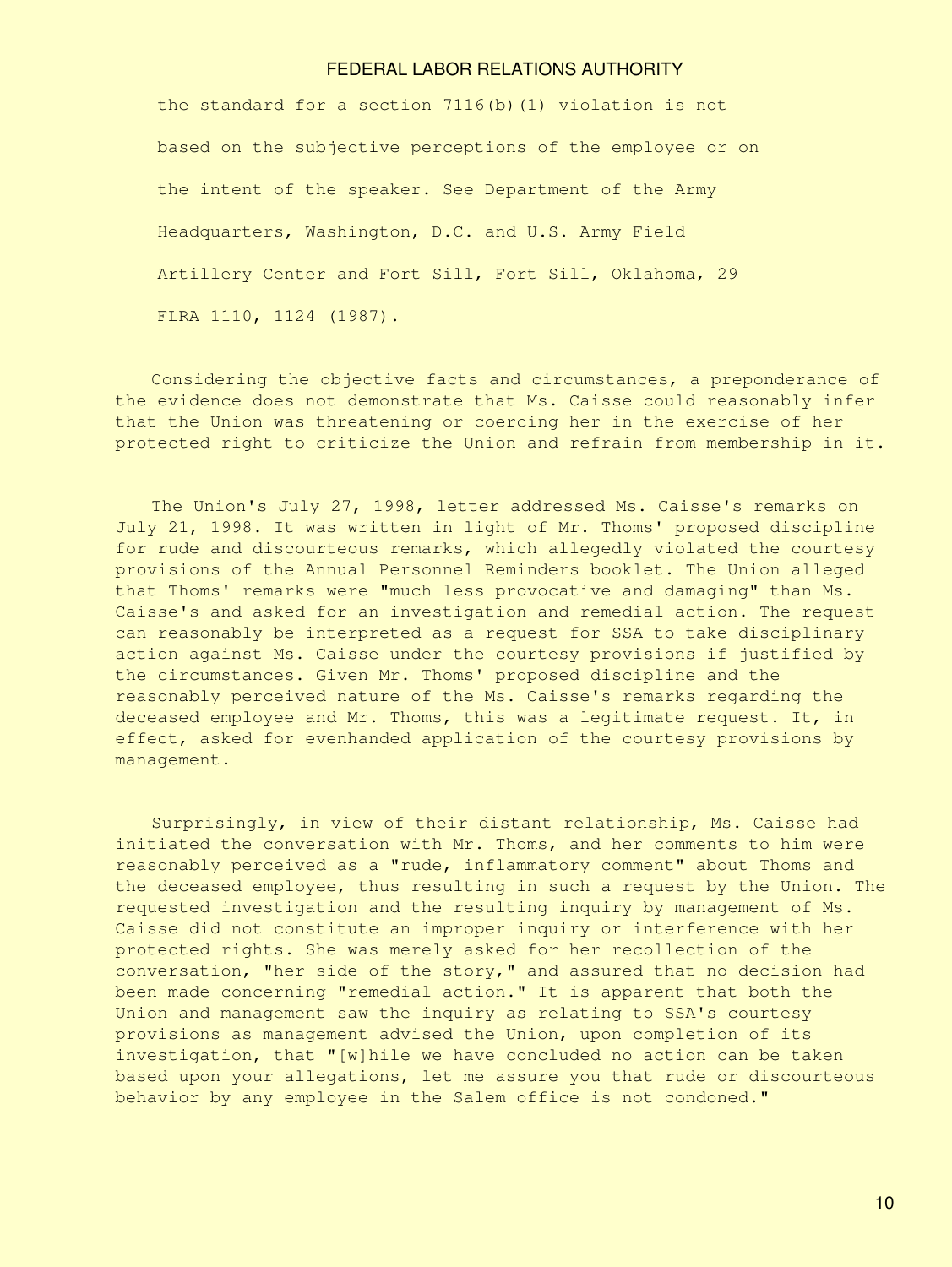the standard for a section 7116(b)(1) violation is not based on the subjective perceptions of the employee or on the intent of the speaker. See Department of the Army Headquarters, Washington, D.C. and U.S. Army Field Artillery Center and Fort Sill, Fort Sill, Oklahoma, 29 FLRA 1110, 1124 (1987).

Considering the objective facts and circumstances, a preponderance of the evidence does not demonstrate that Ms. Caisse could reasonably infer that the Union was threatening or coercing her in the exercise of her protected right to criticize the Union and refrain from membership in it.

The Union's July 27, 1998, letter addressed Ms. Caisse's remarks on July 21, 1998. It was written in light of Mr. Thoms' proposed discipline for rude and discourteous remarks, which allegedly violated the courtesy provisions of the Annual Personnel Reminders booklet. The Union alleged that Thoms' remarks were "much less provocative and damaging" than Ms. Caisse's and asked for an investigation and remedial action. The request can reasonably be interpreted as a request for SSA to take disciplinary action against Ms. Caisse under the courtesy provisions if justified by the circumstances. Given Mr. Thoms' proposed discipline and the reasonably perceived nature of the Ms. Caisse's remarks regarding the deceased employee and Mr. Thoms, this was a legitimate request. It, in effect, asked for evenhanded application of the courtesy provisions by management.

Surprisingly, in view of their distant relationship, Ms. Caisse had initiated the conversation with Mr. Thoms, and her comments to him were reasonably perceived as a "rude, inflammatory comment" about Thoms and the deceased employee, thus resulting in such a request by the Union. The requested investigation and the resulting inquiry by management of Ms. Caisse did not constitute an improper inquiry or interference with her protected rights. She was merely asked for her recollection of the conversation, "her side of the story," and assured that no decision had been made concerning "remedial action." It is apparent that both the Union and management saw the inquiry as relating to SSA's courtesy provisions as management advised the Union, upon completion of its investigation, that "[w]hile we have concluded no action can be taken based upon your allegations, let me assure you that rude or discourteous behavior by any employee in the Salem office is not condoned."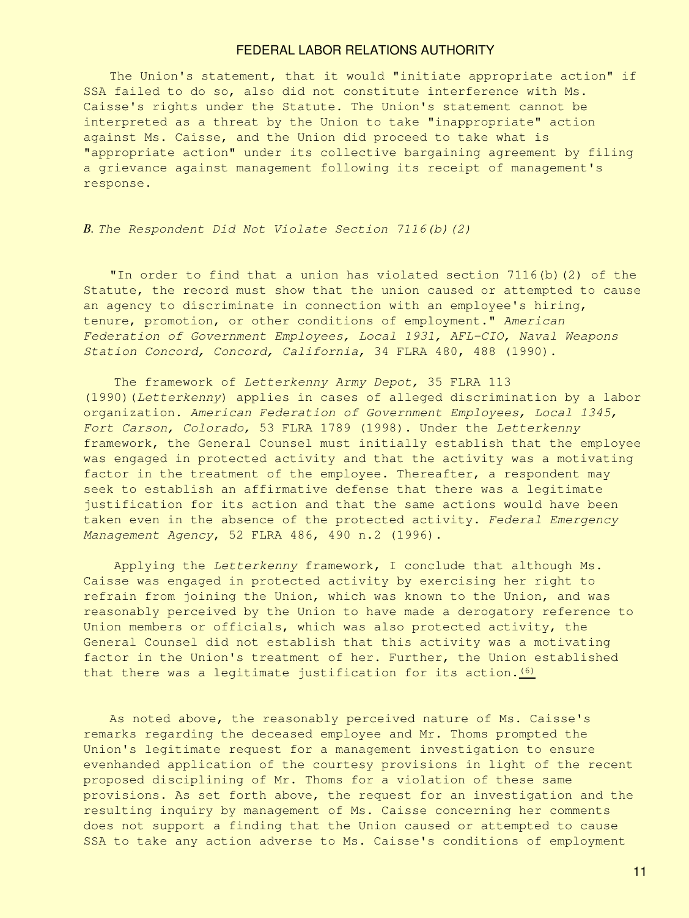The Union's statement, that it would "initiate appropriate action" if SSA failed to do so, also did not constitute interference with Ms. Caisse's rights under the Statute. The Union's statement cannot be interpreted as a threat by the Union to take "inappropriate" action against Ms. Caisse, and the Union did proceed to take what is "appropriate action" under its collective bargaining agreement by filing a grievance against management following its receipt of management's response.

### *B. The Respondent Did Not Violate Section 7116(b)(2)*

"In order to find that a union has violated section 7116(b)(2) of the Statute, the record must show that the union caused or attempted to cause an agency to discriminate in connection with an employee's hiring, tenure, promotion, or other conditions of employment." *American Federation of Government Employees, Local 1931, AFL-CIO, Naval Weapons Station Concord, Concord, California,* 34 FLRA 480, 488 (1990).

The framework of *Letterkenny Army Depot,* 35 FLRA 113 (1990)(*Letterkenny*) applies in cases of alleged discrimination by a labor organization. *American Federation of Government Employees, Local 1345, Fort Carson, Colorado,* 53 FLRA 1789 (1998). Under the *Letterkenny* framework, the General Counsel must initially establish that the employee was engaged in protected activity and that the activity was a motivating factor in the treatment of the employee. Thereafter, a respondent may seek to establish an affirmative defense that there was a legitimate justification for its action and that the same actions would have been taken even in the absence of the protected activity. *Federal Emergency Management Agency*, 52 FLRA 486, 490 n.2 (1996).

Applying the *Letterkenny* framework, I conclude that although Ms. Caisse was engaged in protected activity by exercising her right to refrain from joining the Union, which was known to the Union, and was reasonably perceived by the Union to have made a derogatory reference to Union members or officials, which was also protected activity, the General Counsel did not establish that this activity was a motivating factor in the Union's treatment of her. Further, the Union established that there was a legitimate justification for its action.[(6)]

As noted above, the reasonably perceived nature of Ms. Caisse's remarks regarding the deceased employee and Mr. Thoms prompted the Union's legitimate request for a management investigation to ensure evenhanded application of the courtesy provisions in light of the recent proposed disciplining of Mr. Thoms for a violation of these same provisions. As set forth above, the request for an investigation and the resulting inquiry by management of Ms. Caisse concerning her comments does not support a finding that the Union caused or attempted to cause SSA to take any action adverse to Ms. Caisse's conditions of employment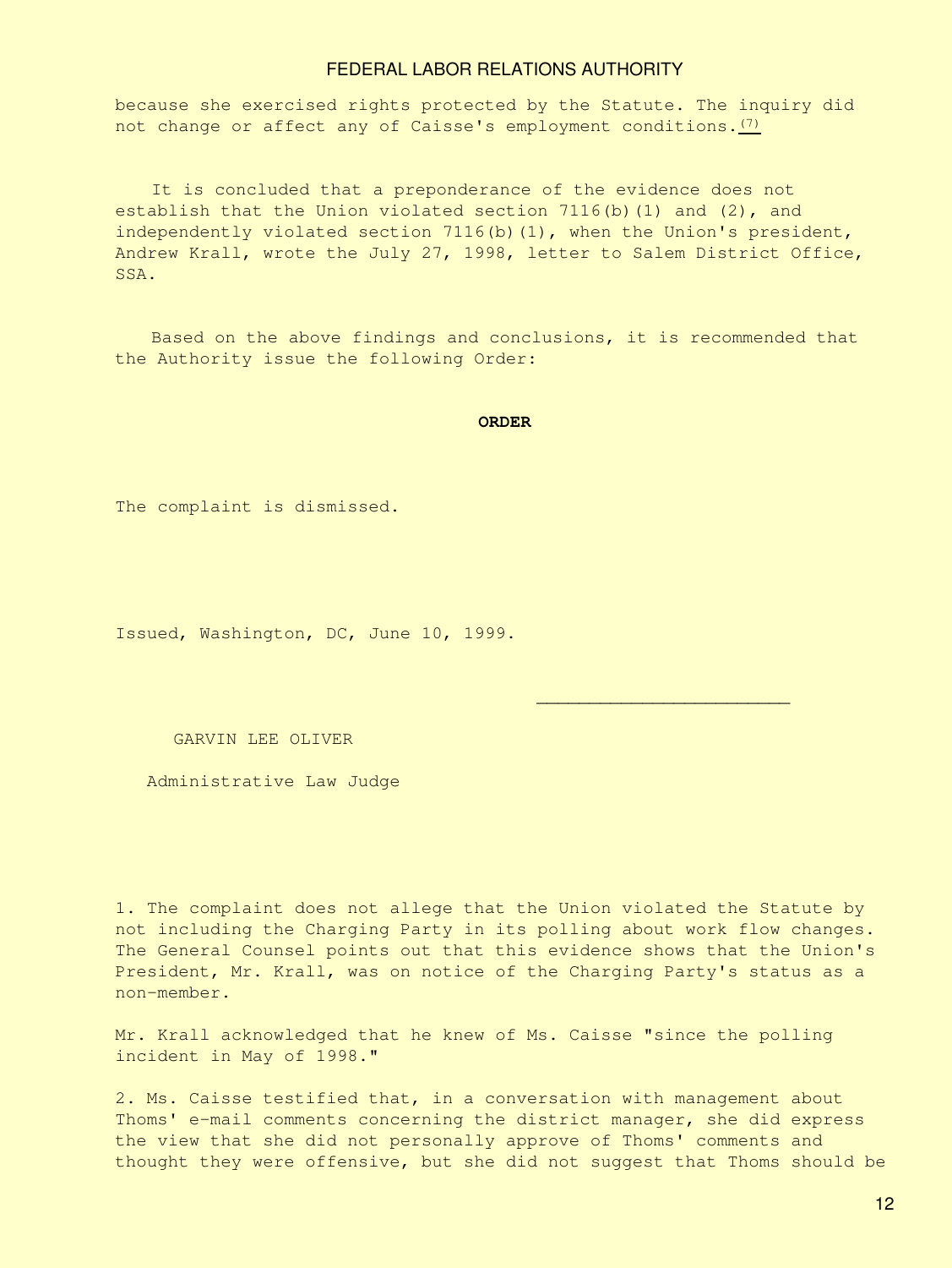because she exercised rights protected by the Statute. The inquiry did not change or affect any of Caisse's employment conditions.[7]

It is concluded that a preponderance of the evidence does not establish that the Union violated section 7116(b)(1) and (2), and independently violated section 7116(b)(1), when the Union's president, Andrew Krall, wrote the July 27, 1998, letter to Salem District Office, SSA.

Based on the above findings and conclusions, it is recommended that the Authority issue the following Order:

**ORDER**

The complaint is dismissed.

Issued, Washington, DC, June 10, 1999.

\_\_\_\_\_\_\_\_\_\_\_\_\_\_\_\_\_\_\_\_\_\_\_\_

GARVIN LEE OLIVER

Administrative Law Judge

1. The complaint does not allege that the Union violated the Statute by not including the Charging Party in its polling about work flow changes. The General Counsel points out that this evidence shows that the Union's President, Mr. Krall, was on notice of the Charging Party's status as a non-member.

Mr. Krall acknowledged that he knew of Ms. Caisse "since the polling incident in May of 1998."

2. Ms. Caisse testified that, in a conversation with management about Thoms' e-mail comments concerning the district manager, she did express the view that she did not personally approve of Thoms' comments and thought they were offensive, but she did not suggest that Thoms should be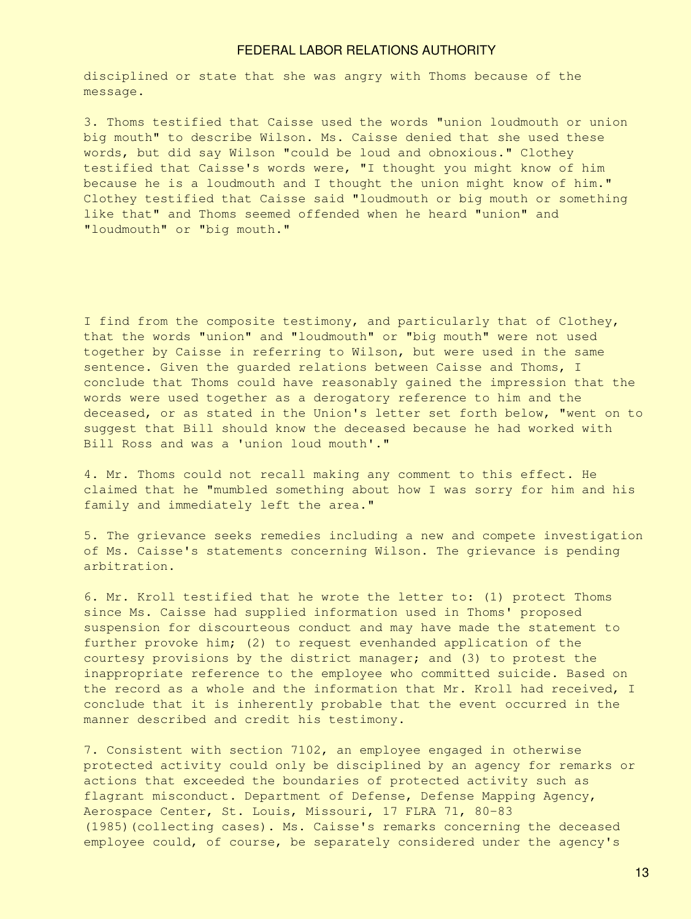disciplined or state that she was angry with Thoms because of the message.

3. Thoms testified that Caisse used the words "union loudmouth or union big mouth" to describe Wilson. Ms. Caisse denied that she used these words, but did say Wilson "could be loud and obnoxious." Clothey testified that Caisse's words were, "I thought you might know of him because he is a loudmouth and I thought the union might know of him." Clothey testified that Caisse said "loudmouth or big mouth or something like that" and Thoms seemed offended when he heard "union" and "loudmouth" or "big mouth."

I find from the composite testimony, and particularly that of Clothey, that the words "union" and "loudmouth" or "big mouth" were not used together by Caisse in referring to Wilson, but were used in the same sentence. Given the guarded relations between Caisse and Thoms, I conclude that Thoms could have reasonably gained the impression that the words were used together as a derogatory reference to him and the deceased, or as stated in the Union's letter set forth below, "went on to suggest that Bill should know the deceased because he had worked with Bill Ross and was a 'union loud mouth'."

4. Mr. Thoms could not recall making any comment to this effect. He claimed that he "mumbled something about how I was sorry for him and his family and immediately left the area."

5. The grievance seeks remedies including a new and compete investigation of Ms. Caisse's statements concerning Wilson. The grievance is pending arbitration.

6. Mr. Kroll testified that he wrote the letter to: (1) protect Thoms since Ms. Caisse had supplied information used in Thoms' proposed suspension for discourteous conduct and may have made the statement to further provoke him; (2) to request evenhanded application of the courtesy provisions by the district manager; and (3) to protest the inappropriate reference to the employee who committed suicide. Based on the record as a whole and the information that Mr. Kroll had received, I conclude that it is inherently probable that the event occurred in the manner described and credit his testimony.

7. Consistent with section 7102, an employee engaged in otherwise protected activity could only be disciplined by an agency for remarks or actions that exceeded the boundaries of protected activity such as flagrant misconduct. Department of Defense, Defense Mapping Agency, Aerospace Center, St. Louis, Missouri, 17 FLRA 71, 80-83 (1985)(collecting cases). Ms. Caisse's remarks concerning the deceased employee could, of course, be separately considered under the agency's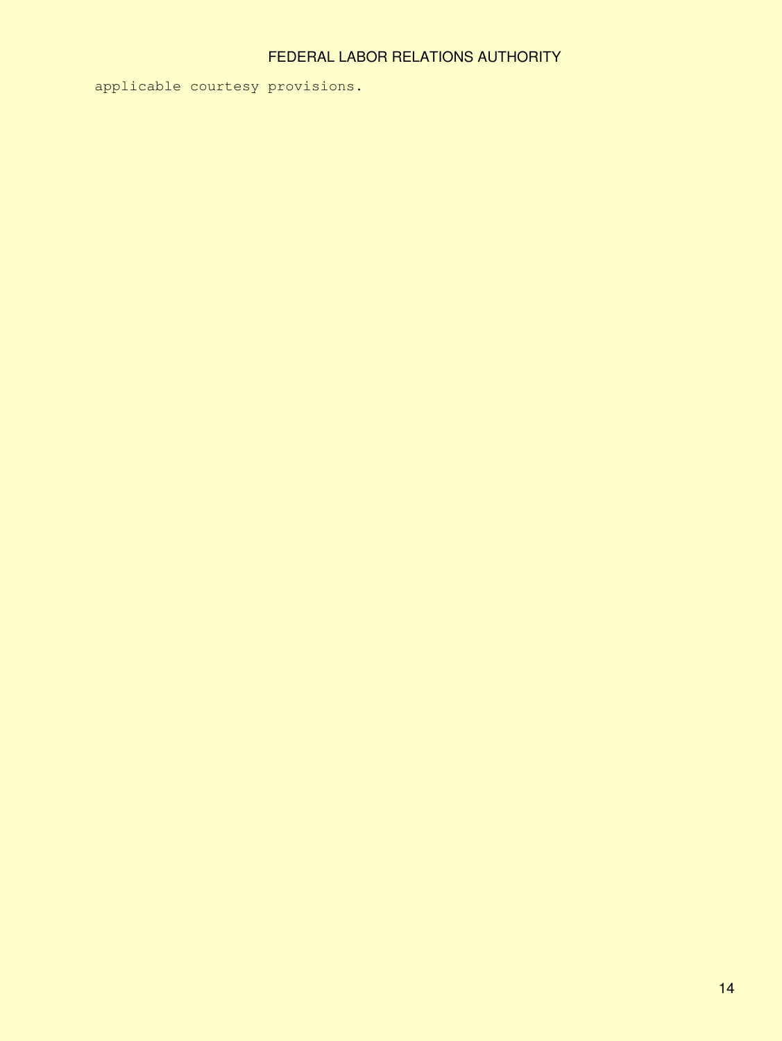applicable courtesy provisions.